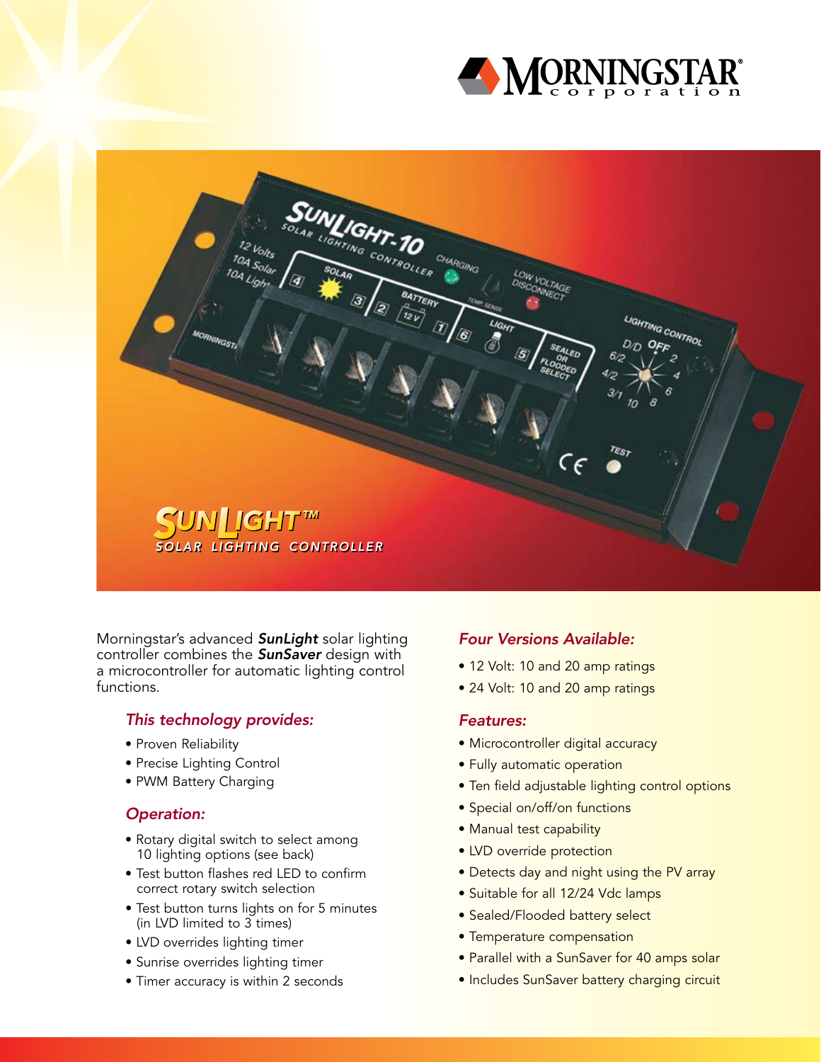# MORNINGSTAR corporation

## SUNLIGHT™

### SOLAR LIGHTING CONTROLLER

Morningstar's advanced ***SunLight*** solar lighting controller combines the ***SunSaver*** design with a microcontroller for automatic lighting control functions.

### *This technology provides:*

- Proven Reliability
- Precise Lighting Control
- PWM Battery Charging

### *Operation:*

- Rotary digital switch to select among 10 lighting options (see back)
- Test button flashes red LED to confirm correct rotary switch selection
- Test button turns lights on for 5 minutes (in LVD limited to 3 times)
- LVD overrides lighting timer
- Sunrise overrides lighting timer
- Timer accuracy is within 2 seconds

### *Four Versions Available:*

- 12 Volt: 10 and 20 amp ratings
- 24 Volt: 10 and 20 amp ratings

### *Features:*

- Microcontroller digital accuracy
- Fully automatic operation
- Ten field adjustable lighting control options
- Special on/off/on functions
- Manual test capability
- LVD override protection
- Detects day and night using the PV array
- Suitable for all 12/24 Vdc lamps
- Sealed/Flooded battery select
- Temperature compensation
- Parallel with a SunSaver for 40 amps solar
- Includes SunSaver battery charging circuit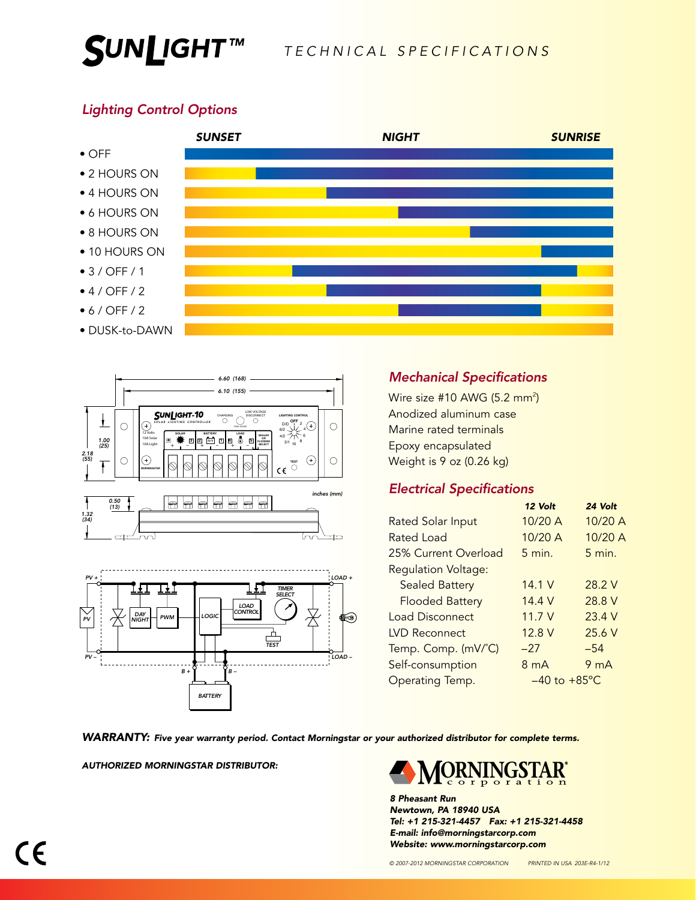# SUNLIGHT™ TECHNICAL SPECIFICATIONS

## Lighting Control Options

SUNSET NIGHT SUNRISE

- OFF
- 2 HOURS ON
- 4 HOURS ON
- 6 HOURS ON
- 8 HOURS ON
- 10 HOURS ON
- 3 / OFF / 1
- 4 / OFF / 2
- 6 / OFF / 2
- DUSK-to-DAWN

6.60 (168)
6.10 (155)
1.00 (25)
2.18 (55)
0.50 (13)
1.32 (34)
inches (mm)

PV + PV – LOAD + LOAD – DAY NIGHT PWM LOGIC LOAD CONTROL TIMER SELECT TEST B + B – BATTERY

## Mechanical Specifications

Wire size #10 AWG (5.2 mm²)
Anodized aluminum case
Marine rated terminals
Epoxy encapsulated
Weight is 9 oz (0.26 kg)

## Electrical Specifications

| | 12 Volt | 24 Volt |
|---|---|---|
| Rated Solar Input | 10/20 A | 10/20 A |
| Rated Load | 10/20 A | 10/20 A |
| 25% Current Overload | 5 min. | 5 min. |
| Regulation Voltage: | | |
| Sealed Battery | 14.1 V | 28.2 V |
| Flooded Battery | 14.4 V | 28.8 V |
| Load Disconnect | 11.7 V | 23.4 V |
| LVD Reconnect | 12.8 V | 25.6 V |
| Temp. Comp. (mV/°C) | –27 | –54 |
| Self-consumption | 8 mA | 9 mA |
| Operating Temp. | –40 to +85°C | |

**WARRANTY:** *Five year warranty period. Contact Morningstar or your authorized distributor for complete terms.*

*AUTHORIZED MORNINGSTAR DISTRIBUTOR:*

MORNINGSTAR® corporation

*8 Pheasant Run*
*Newtown, PA 18940 USA*
*Tel: +1 215-321-4457 Fax: +1 215-321-4458*
*E-mail: info@morningstarcorp.com*
*Website: www.morningstarcorp.com*

© 2007-2012 MORNINGSTAR CORPORATION PRINTED IN USA 203E-R4-1/12